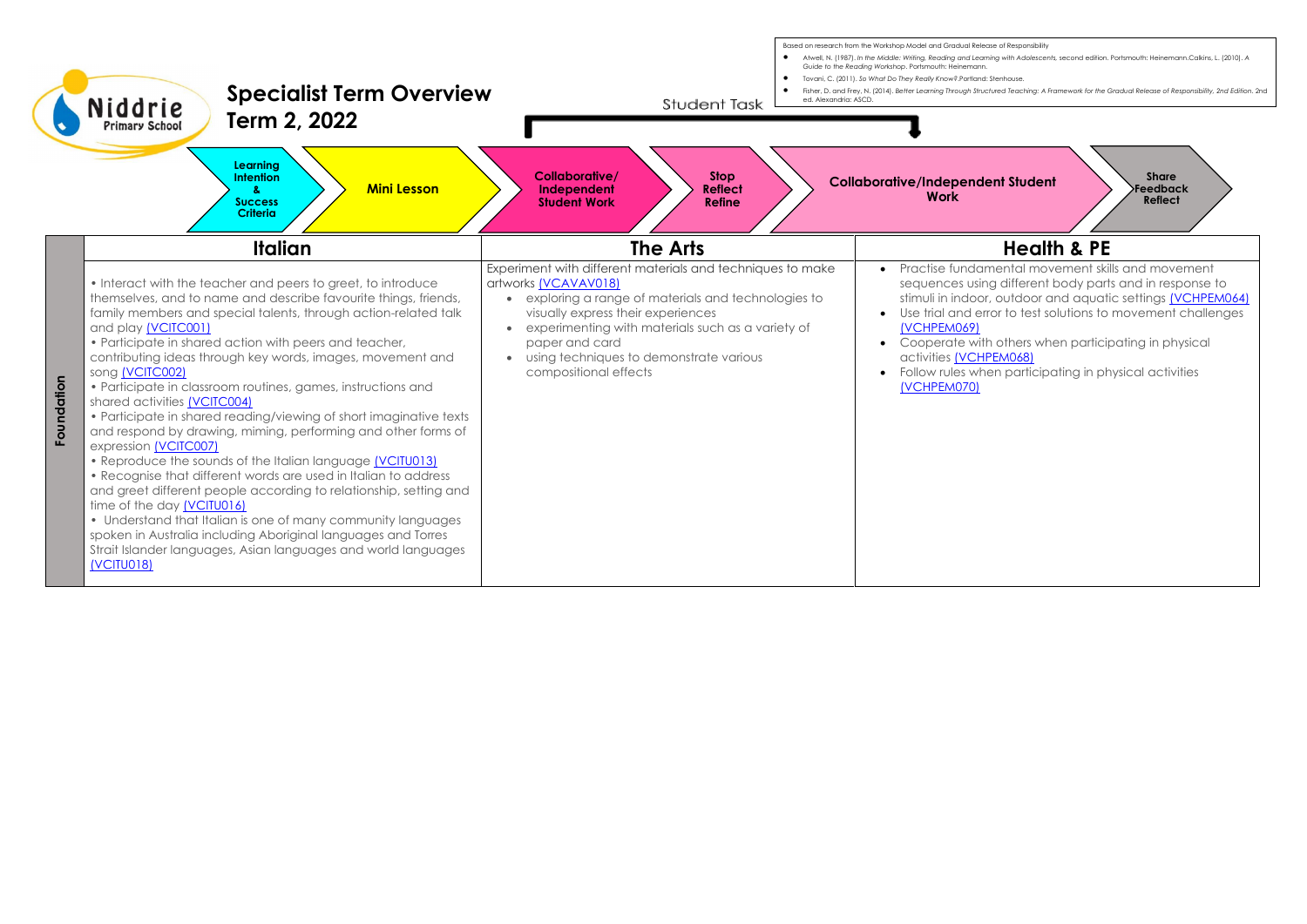Niddrie Primary School

# Specialist Term Overview
## Term 2, 2022

Based on research from the Workshop Model and Gradual Release of Responsibility

- Atwell, N. (1987). *In the Middle: Writing, Reading and Learning with Adolescents,* second edition. Portsmouth: Heinemann.Calkins, L. (2010). *A Guide to the Reading Workshop*. Portsmouth: Heinemann.
- Tovani, C. (2011). *So What Do They Really Know?*.Portland: Stenhouse.
- Fisher, D. and Frey, N. (2014). *Better Learning Through Structured Teaching: A Framework for the Gradual Release of Responsibility, 2nd Edition*. 2nd ed. Alexandria: ASCD.

Student Task

**Learning Intention & Success Criteria** → **Mini Lesson** → **Collaborative/ Independent Student Work** → **Stop Reflect Refine** → **Collaborative/Independent Student Work** → **Share Feedback Reflect**

| | Italian | The Arts | Health & PE |
|---|---|---|---|
| **Foundation** | • Interact with the teacher and peers to greet, to introduce themselves, and to name and describe favourite things, friends, family members and special talents, through action-related talk and play (VCITC001)<br>• Participate in shared action with peers and teacher, contributing ideas through key words, images, movement and song (VCITC002)<br>• Participate in classroom routines, games, instructions and shared activities (VCITC004)<br>• Participate in shared reading/viewing of short imaginative texts and respond by drawing, miming, performing and other forms of expression (VCITC007)<br>• Reproduce the sounds of the Italian language (VCITU013)<br>• Recognise that different words are used in Italian to address and greet different people according to relationship, setting and time of the day (VCITU016)<br>• Understand that Italian is one of many community languages spoken in Australia including Aboriginal languages and Torres Strait Islander languages, Asian languages and world languages (VCITU018) | Experiment with different materials and techniques to make artworks (VCAVAV018)<br>• exploring a range of materials and technologies to visually express their experiences<br>• experimenting with materials such as a variety of paper and card<br>• using techniques to demonstrate various compositional effects | • Practise fundamental movement skills and movement sequences using different body parts and in response to stimuli in indoor, outdoor and aquatic settings (VCHPEM064)<br>• Use trial and error to test solutions to movement challenges (VCHPEM069)<br>• Cooperate with others when participating in physical activities (VCHPEM068)<br>• Follow rules when participating in physical activities (VCHPEM070) |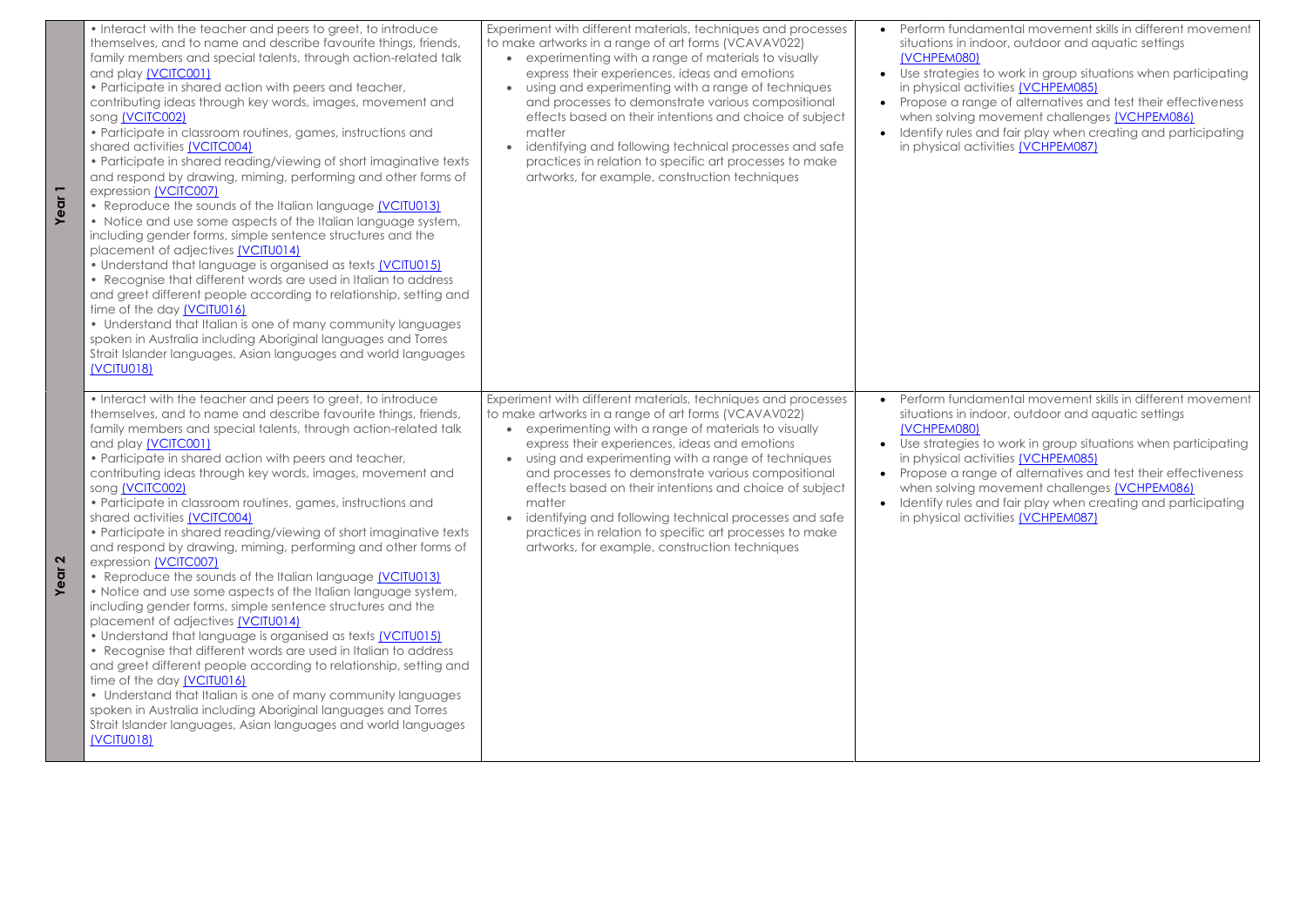| | | | |
|---|---|---|---|
| **Year 1** | • Interact with the teacher and peers to greet, to introduce themselves, and to name and describe favourite things, friends, family members and special talents, through action-related talk and play (VCITC001)<br>• Participate in shared action with peers and teacher, contributing ideas through key words, images, movement and song (VCITC002)<br>• Participate in classroom routines, games, instructions and shared activities (VCITC004)<br>• Participate in shared reading/viewing of short imaginative texts and respond by drawing, miming, performing and other forms of expression (VCITC007)<br>• Reproduce the sounds of the Italian language (VCITU013)<br>• Notice and use some aspects of the Italian language system, including gender forms, simple sentence structures and the placement of adjectives (VCITU014)<br>• Understand that language is organised as texts (VCITU015)<br>• Recognise that different words are used in Italian to address and greet different people according to relationship, setting and time of the day (VCITU016)<br>• Understand that Italian is one of many community languages spoken in Australia including Aboriginal languages and Torres Strait Islander languages, Asian languages and world languages (VCITU018) | Experiment with different materials, techniques and processes to make artworks in a range of art forms (VCAVAV022)<br>• experimenting with a range of materials to visually express their experiences, ideas and emotions<br>• using and experimenting with a range of techniques and processes to demonstrate various compositional effects based on their intentions and choice of subject matter<br>• identifying and following technical processes and safe practices in relation to specific art processes to make artworks, for example, construction techniques | • Perform fundamental movement skills in different movement situations in indoor, outdoor and aquatic settings (VCHPEM080)<br>• Use strategies to work in group situations when participating in physical activities (VCHPEM085)<br>• Propose a range of alternatives and test their effectiveness when solving movement challenges (VCHPEM086)<br>• Identify rules and fair play when creating and participating in physical activities (VCHPEM087) |
| **Year 2** | • Interact with the teacher and peers to greet, to introduce themselves, and to name and describe favourite things, friends, family members and special talents, through action-related talk and play (VCITC001)<br>• Participate in shared action with peers and teacher, contributing ideas through key words, images, movement and song (VCITC002)<br>• Participate in classroom routines, games, instructions and shared activities (VCITC004)<br>• Participate in shared reading/viewing of short imaginative texts and respond by drawing, miming, performing and other forms of expression (VCITC007)<br>• Reproduce the sounds of the Italian language (VCITU013)<br>• Notice and use some aspects of the Italian language system, including gender forms, simple sentence structures and the placement of adjectives (VCITU014)<br>• Understand that language is organised as texts (VCITU015)<br>• Recognise that different words are used in Italian to address and greet different people according to relationship, setting and time of the day (VCITU016)<br>• Understand that Italian is one of many community languages spoken in Australia including Aboriginal languages and Torres Strait Islander languages, Asian languages and world languages (VCITU018) | Experiment with different materials, techniques and processes to make artworks in a range of art forms (VCAVAV022)<br>• experimenting with a range of materials to visually express their experiences, ideas and emotions<br>• using and experimenting with a range of techniques and processes to demonstrate various compositional effects based on their intentions and choice of subject matter<br>• identifying and following technical processes and safe practices in relation to specific art processes to make artworks, for example, construction techniques | • Perform fundamental movement skills in different movement situations in indoor, outdoor and aquatic settings (VCHPEM080)<br>• Use strategies to work in group situations when participating in physical activities (VCHPEM085)<br>• Propose a range of alternatives and test their effectiveness when solving movement challenges (VCHPEM086)<br>• Identify rules and fair play when creating and participating in physical activities (VCHPEM087) |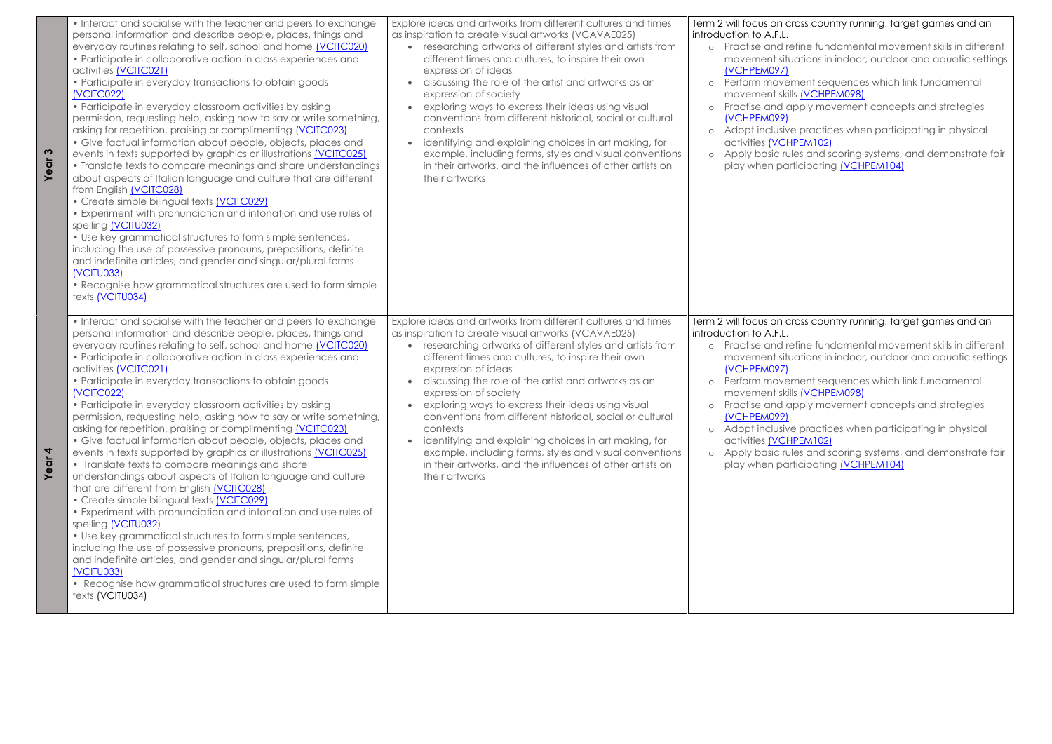| | | | |
|---|---|---|---|
| **Year 3** | • Interact and socialise with the teacher and peers to exchange personal information and describe people, places, things and everyday routines relating to self, school and home (VCITC020)<br>• Participate in collaborative action in class experiences and activities (VCITC021)<br>• Participate in everyday transactions to obtain goods (VCITC022)<br>• Participate in everyday classroom activities by asking permission, requesting help, asking how to say or write something, asking for repetition, praising or complimenting (VCITC023)<br>• Give factual information about people, objects, places and events in texts supported by graphics or illustrations (VCITC025)<br>• Translate texts to compare meanings and share understandings about aspects of Italian language and culture that are different from English (VCITC028)<br>• Create simple bilingual texts (VCITC029)<br>• Experiment with pronunciation and intonation and use rules of spelling (VCITU032)<br>• Use key grammatical structures to form simple sentences, including the use of possessive pronouns, prepositions, definite and indefinite articles, and gender and singular/plural forms (VCITU033)<br>• Recognise how grammatical structures are used to form simple texts (VCITU034) | Explore ideas and artworks from different cultures and times as inspiration to create visual artworks (VCAVAE025)<br>• researching artworks of different styles and artists from different times and cultures, to inspire their own expression of ideas<br>• discussing the role of the artist and artworks as an expression of society<br>• exploring ways to express their ideas using visual conventions from different historical, social or cultural contexts<br>• identifying and explaining choices in art making, for example, including forms, styles and visual conventions in their artworks, and the influences of other artists on their artworks | Term 2 will focus on cross country running, target games and an introduction to A.F.L.<br>o Practise and refine fundamental movement skills in different movement situations in indoor, outdoor and aquatic settings (VCHPEM097)<br>o Perform movement sequences which link fundamental movement skills (VCHPEM098)<br>o Practise and apply movement concepts and strategies (VCHPEM099)<br>o Adopt inclusive practices when participating in physical activities (VCHPEM102)<br>o Apply basic rules and scoring systems, and demonstrate fair play when participating (VCHPEM104) |
| **Year 4** | • Interact and socialise with the teacher and peers to exchange personal information and describe people, places, things and everyday routines relating to self, school and home (VCITC020)<br>• Participate in collaborative action in class experiences and activities (VCITC021)<br>• Participate in everyday transactions to obtain goods (VCITC022)<br>• Participate in everyday classroom activities by asking permission, requesting help, asking how to say or write something, asking for repetition, praising or complimenting (VCITC023)<br>• Give factual information about people, objects, places and events in texts supported by graphics or illustrations (VCITC025)<br>• Translate texts to compare meanings and share understandings about aspects of Italian language and culture that are different from English (VCITC028)<br>• Create simple bilingual texts (VCITC029)<br>• Experiment with pronunciation and intonation and use rules of spelling (VCITU032)<br>• Use key grammatical structures to form simple sentences, including the use of possessive pronouns, prepositions, definite and indefinite articles, and gender and singular/plural forms (VCITU033)<br>• Recognise how grammatical structures are used to form simple texts (VCITU034) | Explore ideas and artworks from different cultures and times as inspiration to create visual artworks (VCAVAE025)<br>• researching artworks of different styles and artists from different times and cultures, to inspire their own expression of ideas<br>• discussing the role of the artist and artworks as an expression of society<br>• exploring ways to express their ideas using visual conventions from different historical, social or cultural contexts<br>• identifying and explaining choices in art making, for example, including forms, styles and visual conventions in their artworks, and the influences of other artists on their artworks | Term 2 will focus on cross country running, target games and an introduction to A.F.L.<br>o Practise and refine fundamental movement skills in different movement situations in indoor, outdoor and aquatic settings (VCHPEM097)<br>o Perform movement sequences which link fundamental movement skills (VCHPEM098)<br>o Practise and apply movement concepts and strategies (VCHPEM099)<br>o Adopt inclusive practices when participating in physical activities (VCHPEM102)<br>o Apply basic rules and scoring systems, and demonstrate fair play when participating (VCHPEM104) |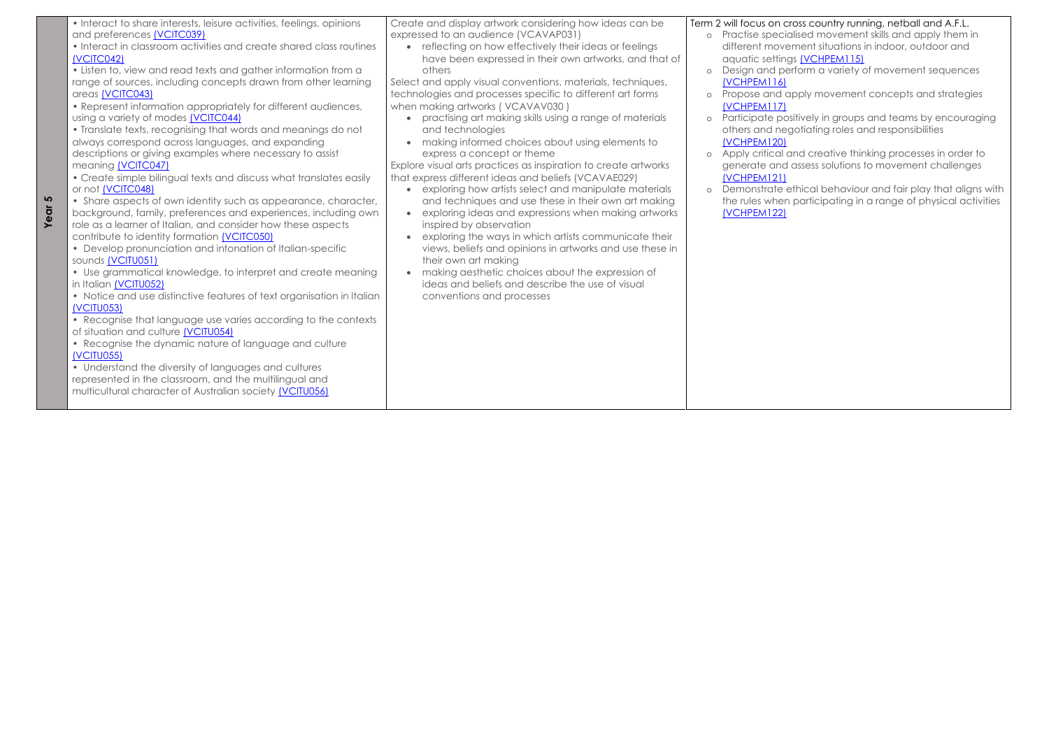| | | | |
|---|---|---|---|
| **Year 5** | • Interact to share interests, leisure activities, feelings, opinions and preferences (VCITC039)<br>• Interact in classroom activities and create shared class routines (VCITC042)<br>• Listen to, view and read texts and gather information from a range of sources, including concepts drawn from other learning areas (VCITC043)<br>• Represent information appropriately for different audiences, using a variety of modes (VCITC044)<br>• Translate texts, recognising that words and meanings do not always correspond across languages, and expanding descriptions or giving examples where necessary to assist meaning (VCITC047)<br>• Create simple bilingual texts and discuss what translates easily or not (VCITC048)<br>• Share aspects of own identity such as appearance, character, background, family, preferences and experiences, including own role as a learner of Italian, and consider how these aspects contribute to identity formation (VCITC050)<br>• Develop pronunciation and intonation of Italian-specific sounds (VCITU051)<br>• Use grammatical knowledge, to interpret and create meaning in Italian (VCITU052)<br>• Notice and use distinctive features of text organisation in Italian (VCITU053)<br>• Recognise that language use varies according to the contexts of situation and culture (VCITU054)<br>• Recognise the dynamic nature of language and culture (VCITU055)<br>• Understand the diversity of languages and cultures represented in the classroom, and the multilingual and multicultural character of Australian society (VCITU056) | Create and display artwork considering how ideas can be expressed to an audience (VCAVAP031)<br>• reflecting on how effectively their ideas or feelings have been expressed in their own artworks, and that of others<br>Select and apply visual conventions, materials, techniques, technologies and processes specific to different art forms when making artworks ( VCAVAV030 )<br>• practising art making skills using a range of materials and technologies<br>• making informed choices about using elements to express a concept or theme<br>Explore visual arts practices as inspiration to create artworks that express different ideas and beliefs (VCAVAE029)<br>• exploring how artists select and manipulate materials and techniques and use these in their own art making<br>• exploring ideas and expressions when making artworks inspired by observation<br>• exploring the ways in which artists communicate their views, beliefs and opinions in artworks and use these in their own art making<br>• making aesthetic choices about the expression of ideas and beliefs and describe the use of visual conventions and processes | Term 2 will focus on cross country running, netball and A.F.L.<br>○ Practise specialised movement skills and apply them in different movement situations in indoor, outdoor and aquatic settings (VCHPEM115)<br>○ Design and perform a variety of movement sequences (VCHPEM116)<br>○ Propose and apply movement concepts and strategies (VCHPEM117)<br>○ Participate positively in groups and teams by encouraging others and negotiating roles and responsibilities (VCHPEM120)<br>○ Apply critical and creative thinking processes in order to generate and assess solutions to movement challenges (VCHPEM121)<br>○ Demonstrate ethical behaviour and fair play that aligns with the rules when participating in a range of physical activities (VCHPEM122) |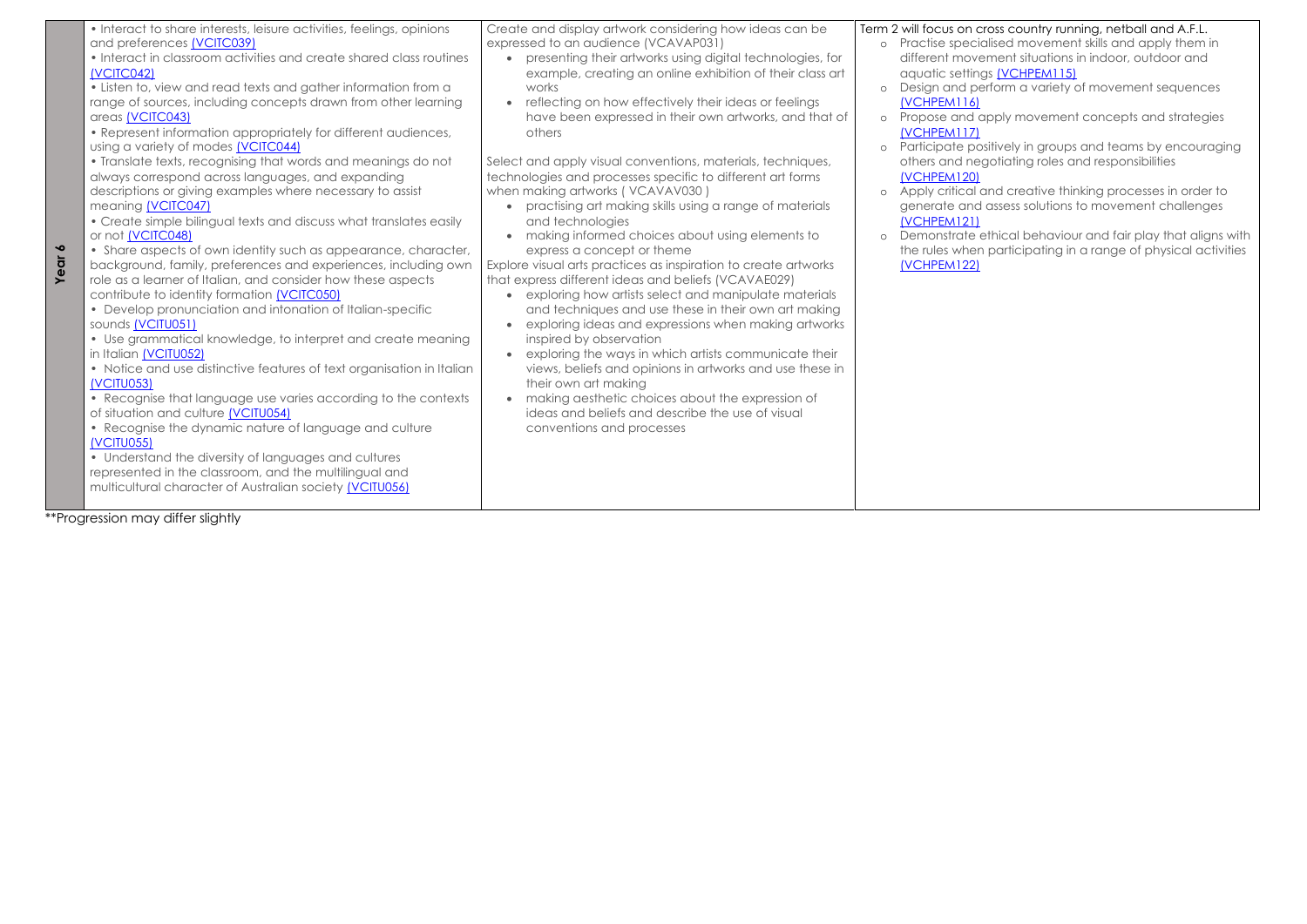| | | | |
|---|---|---|---|
| **Year 6** | • Interact to share interests, leisure activities, feelings, opinions and preferences (VCITC039)<br>• Interact in classroom activities and create shared class routines (VCITC042)<br>• Listen to, view and read texts and gather information from a range of sources, including concepts drawn from other learning areas (VCITC043)<br>• Represent information appropriately for different audiences, using a variety of modes (VCITC044)<br>• Translate texts, recognising that words and meanings do not always correspond across languages, and expanding descriptions or giving examples where necessary to assist meaning (VCITC047)<br>• Create simple bilingual texts and discuss what translates easily or not (VCITC048)<br>• Share aspects of own identity such as appearance, character, background, family, preferences and experiences, including own role as a learner of Italian, and consider how these aspects contribute to identity formation (VCITC050)<br>• Develop pronunciation and intonation of Italian-specific sounds (VCITU051)<br>• Use grammatical knowledge, to interpret and create meaning in Italian (VCITU052)<br>• Notice and use distinctive features of text organisation in Italian (VCITU053)<br>• Recognise that language use varies according to the contexts of situation and culture (VCITU054)<br>• Recognise the dynamic nature of language and culture (VCITU055)<br>• Understand the diversity of languages and cultures represented in the classroom, and the multilingual and multicultural character of Australian society (VCITU056) | Create and display artwork considering how ideas can be expressed to an audience (VCAVAP031)<br>• presenting their artworks using digital technologies, for example, creating an online exhibition of their class art works<br>• reflecting on how effectively their ideas or feelings have been expressed in their own artworks, and that of others<br><br>Select and apply visual conventions, materials, techniques, technologies and processes specific to different art forms when making artworks ( VCAVAV030 )<br>• practising art making skills using a range of materials and technologies<br>• making informed choices about using elements to express a concept or theme<br><br>Explore visual arts practices as inspiration to create artworks that express different ideas and beliefs (VCAVAE029)<br>• exploring how artists select and manipulate materials and techniques and use these in their own art making<br>• exploring ideas and expressions when making artworks inspired by observation<br>• exploring the ways in which artists communicate their views, beliefs and opinions in artworks and use these in their own art making<br>• making aesthetic choices about the expression of ideas and beliefs and describe the use of visual conventions and processes | Term 2 will focus on cross country running, netball and A.F.L.<br>o Practise specialised movement skills and apply them in different movement situations in indoor, outdoor and aquatic settings (VCHPEM115)<br>o Design and perform a variety of movement sequences (VCHPEM116)<br>o Propose and apply movement concepts and strategies (VCHPEM117)<br>o Participate positively in groups and teams by encouraging others and negotiating roles and responsibilities (VCHPEM120)<br>o Apply critical and creative thinking processes in order to generate and assess solutions to movement challenges (VCHPEM121)<br>o Demonstrate ethical behaviour and fair play that aligns with the rules when participating in a range of physical activities (VCHPEM122) |

**Progression may differ slightly